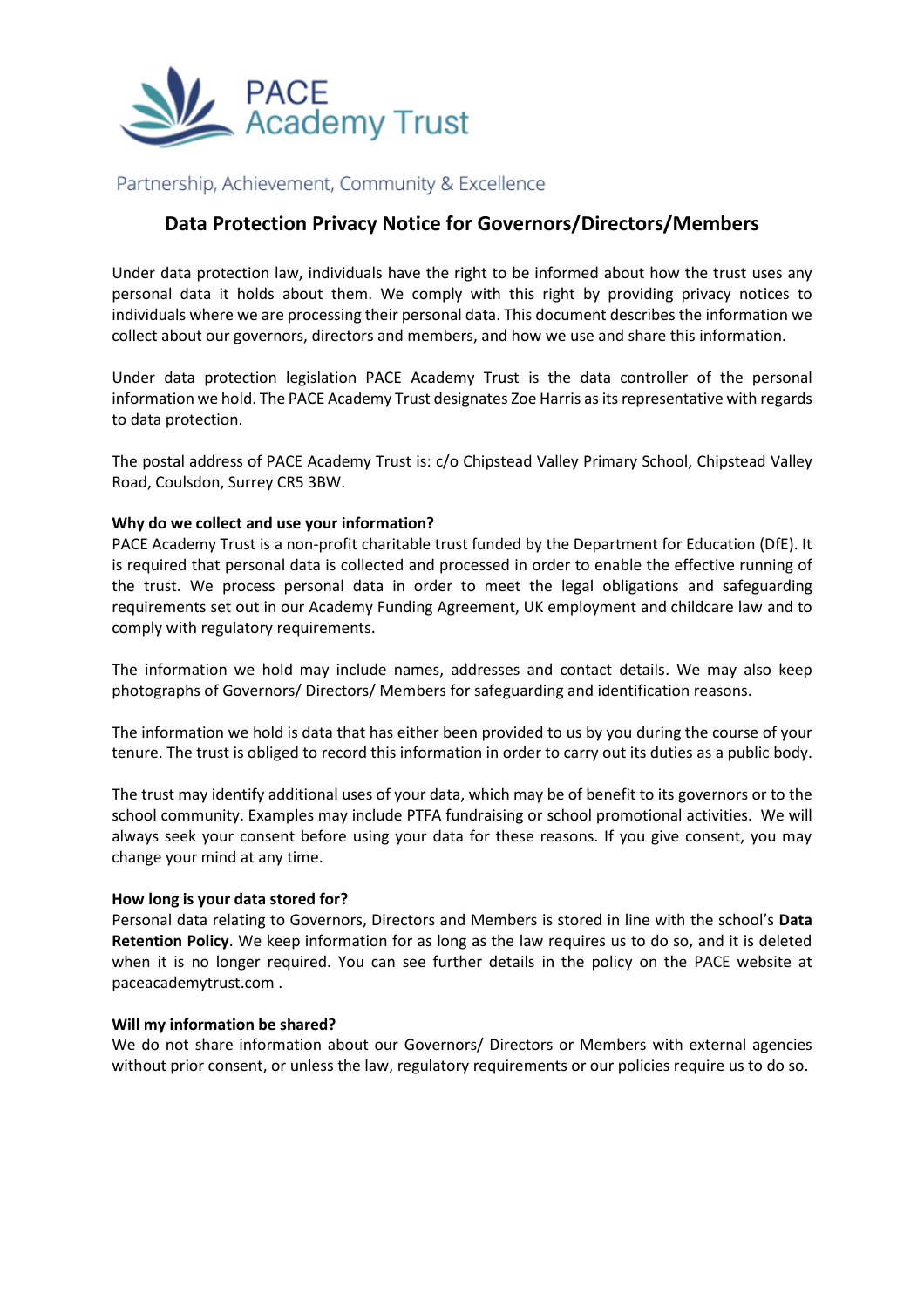PACE Academy Trust

Partnership, Achievement, Community & Excellence

# Data Protection Privacy Notice for Governors/Directors/Members

Under data protection law, individuals have the right to be informed about how the trust uses any personal data it holds about them. We comply with this right by providing privacy notices to individuals where we are processing their personal data. This document describes the information we collect about our governors, directors and members, and how we use and share this information.

Under data protection legislation PACE Academy Trust is the data controller of the personal information we hold. The PACE Academy Trust designates Zoe Harris as its representative with regards to data protection.

The postal address of PACE Academy Trust is: c/o Chipstead Valley Primary School, Chipstead Valley Road, Coulsdon, Surrey CR5 3BW.

**Why do we collect and use your information?**

PACE Academy Trust is a non-profit charitable trust funded by the Department for Education (DfE). It is required that personal data is collected and processed in order to enable the effective running of the trust. We process personal data in order to meet the legal obligations and safeguarding requirements set out in our Academy Funding Agreement, UK employment and childcare law and to comply with regulatory requirements.

The information we hold may include names, addresses and contact details. We may also keep photographs of Governors/ Directors/ Members for safeguarding and identification reasons.

The information we hold is data that has either been provided to us by you during the course of your tenure. The trust is obliged to record this information in order to carry out its duties as a public body.

The trust may identify additional uses of your data, which may be of benefit to its governors or to the school community. Examples may include PTFA fundraising or school promotional activities. We will always seek your consent before using your data for these reasons. If you give consent, you may change your mind at any time.

**How long is your data stored for?**

Personal data relating to Governors, Directors and Members is stored in line with the school's **Data Retention Policy**. We keep information for as long as the law requires us to do so, and it is deleted when it is no longer required. You can see further details in the policy on the PACE website at paceacademytrust.com .

**Will my information be shared?**

We do not share information about our Governors/ Directors or Members with external agencies without prior consent, or unless the law, regulatory requirements or our policies require us to do so.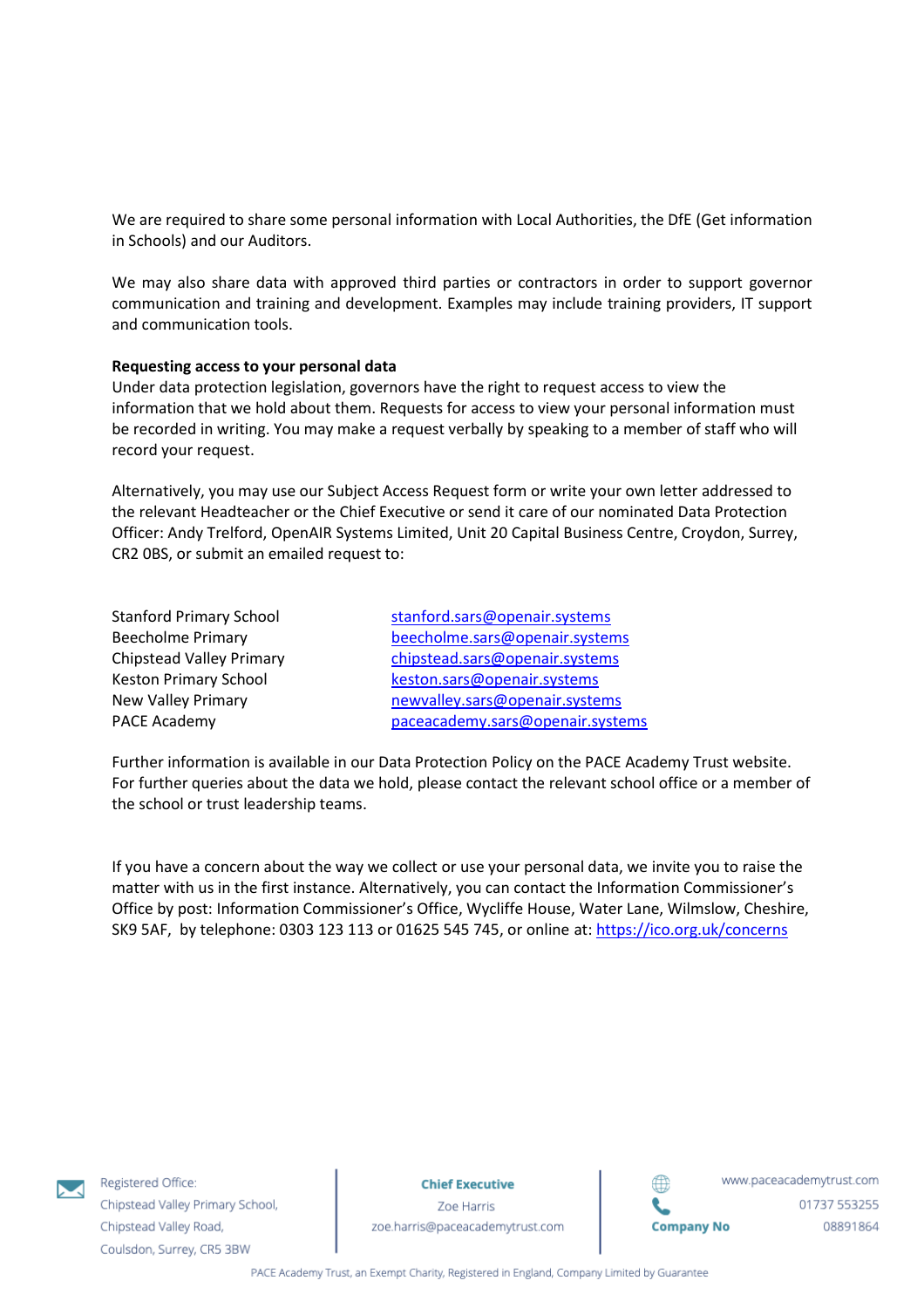We are required to share some personal information with Local Authorities, the DfE (Get information in Schools) and our Auditors.

We may also share data with approved third parties or contractors in order to support governor communication and training and development. Examples may include training providers, IT support and communication tools.

**Requesting access to your personal data**

Under data protection legislation, governors have the right to request access to view the information that we hold about them. Requests for access to view your personal information must be recorded in writing. You may make a request verbally by speaking to a member of staff who will record your request.

Alternatively, you may use our Subject Access Request form or write your own letter addressed to the relevant Headteacher or the Chief Executive or send it care of our nominated Data Protection Officer: Andy Trelford, OpenAIR Systems Limited, Unit 20 Capital Business Centre, Croydon, Surrey, CR2 0BS, or submit an emailed request to:

| | |
|---|---|
| Stanford Primary School | stanford.sars@openair.systems |
| Beecholme Primary | beecholme.sars@openair.systems |
| Chipstead Valley Primary | chipstead.sars@openair.systems |
| Keston Primary School | keston.sars@openair.systems |
| New Valley Primary | newvalley.sars@openair.systems |
| PACE Academy | paceacademy.sars@openair.systems |

Further information is available in our Data Protection Policy on the PACE Academy Trust website. For further queries about the data we hold, please contact the relevant school office or a member of the school or trust leadership teams.

If you have a concern about the way we collect or use your personal data, we invite you to raise the matter with us in the first instance. Alternatively, you can contact the Information Commissioner's Office by post: Information Commissioner's Office, Wycliffe House, Water Lane, Wilmslow, Cheshire, SK9 5AF, by telephone: 0303 123 113 or 01625 545 745, or online at: https://ico.org.uk/concerns